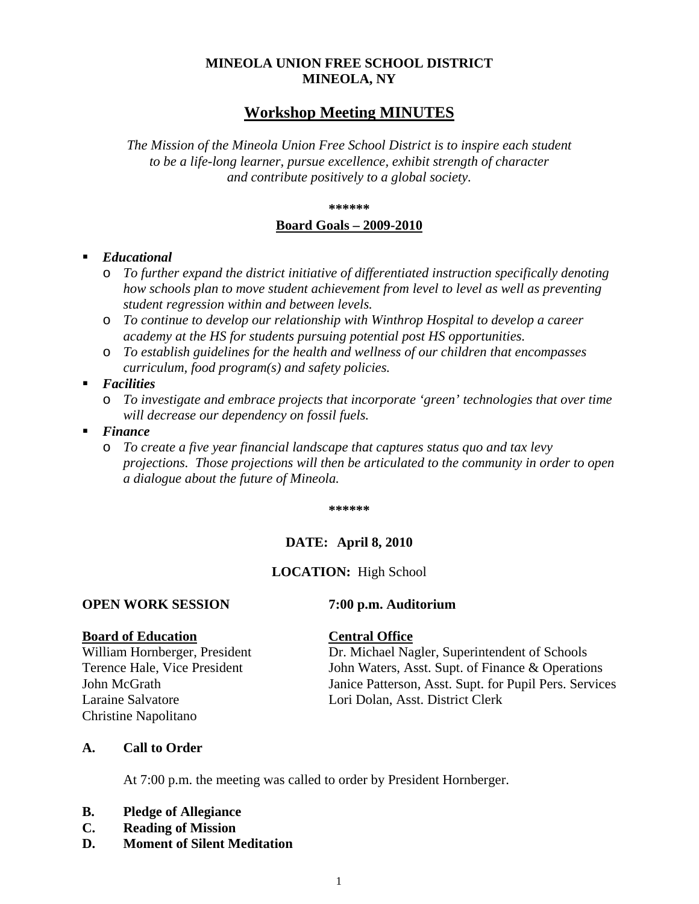**MINEOLA UNION FREE SCHOOL DISTRICT**
**MINEOLA, NY**

# Workshop Meeting MINUTES

*The Mission of the Mineola Union Free School District is to inspire each student to be a life-long learner, pursue excellence, exhibit strength of character and contribute positively to a global society.*

**\*\*\*\*\*\***

## Board Goals – 2009-2010

- ***Educational***
  - *To further expand the district initiative of differentiated instruction specifically denoting how schools plan to move student achievement from level to level as well as preventing student regression within and between levels.*
  - *To continue to develop our relationship with Winthrop Hospital to develop a career academy at the HS for students pursuing potential post HS opportunities.*
  - *To establish guidelines for the health and wellness of our children that encompasses curriculum, food program(s) and safety policies.*
- ***Facilities***
  - *To investigate and embrace projects that incorporate 'green' technologies that over time will decrease our dependency on fossil fuels.*
- ***Finance***
  - *To create a five year financial landscape that captures status quo and tax levy projections. Those projections will then be articulated to the community in order to open a dialogue about the future of Mineola.*

**\*\*\*\*\*\***

**DATE: April 8, 2010**

**LOCATION:** High School

**OPEN WORK SESSION** **7:00 p.m. Auditorium**

**Board of Education**

William Hornberger, President
Terence Hale, Vice President
John McGrath
Laraine Salvatore
Christine Napolitano

**Central Office**

Dr. Michael Nagler, Superintendent of Schools
John Waters, Asst. Supt. of Finance & Operations
Janice Patterson, Asst. Supt. for Pupil Pers. Services
Lori Dolan, Asst. District Clerk

**A. Call to Order**

At 7:00 p.m. the meeting was called to order by President Hornberger.

**B. Pledge of Allegiance**

**C. Reading of Mission**

**D. Moment of Silent Meditation**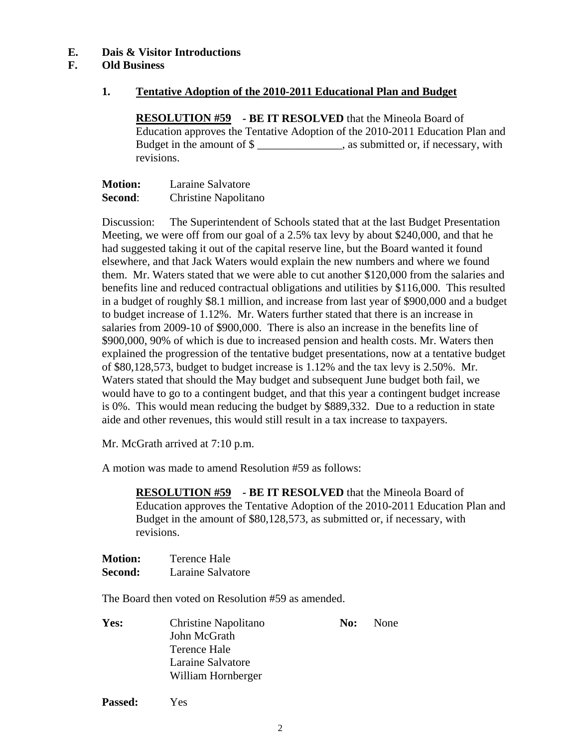**E. Dais & Visitor Introductions**

**F. Old Business**

**1. <u>Tentative Adoption of the 2010-2011 Educational Plan and Budget</u>**

> **<u>RESOLUTION #59</u> - BE IT RESOLVED** that the Mineola Board of Education approves the Tentative Adoption of the 2010-2011 Education Plan and Budget in the amount of $ _______________, as submitted or, if necessary, with revisions.

**Motion:** Laraine Salvatore
**Second**: Christine Napolitano

Discussion: The Superintendent of Schools stated that at the last Budget Presentation Meeting, we were off from our goal of a 2.5% tax levy by about $240,000, and that he had suggested taking it out of the capital reserve line, but the Board wanted it found elsewhere, and that Jack Waters would explain the new numbers and where we found them. Mr. Waters stated that we were able to cut another $120,000 from the salaries and benefits line and reduced contractual obligations and utilities by $116,000. This resulted in a budget of roughly $8.1 million, and increase from last year of $900,000 and a budget to budget increase of 1.12%. Mr. Waters further stated that there is an increase in salaries from 2009-10 of $900,000. There is also an increase in the benefits line of $900,000, 90% of which is due to increased pension and health costs. Mr. Waters then explained the progression of the tentative budget presentations, now at a tentative budget of $80,128,573, budget to budget increase is 1.12% and the tax levy is 2.50%. Mr. Waters stated that should the May budget and subsequent June budget both fail, we would have to go to a contingent budget, and that this year a contingent budget increase is 0%. This would mean reducing the budget by $889,332. Due to a reduction in state aide and other revenues, this would still result in a tax increase to taxpayers.

Mr. McGrath arrived at 7:10 p.m.

A motion was made to amend Resolution #59 as follows:

> **<u>RESOLUTION #59</u> - BE IT RESOLVED** that the Mineola Board of Education approves the Tentative Adoption of the 2010-2011 Education Plan and Budget in the amount of $80,128,573, as submitted or, if necessary, with revisions.

**Motion:** Terence Hale
**Second:** Laraine Salvatore

The Board then voted on Resolution #59 as amended.

**Yes:** Christine Napolitano, John McGrath, Terence Hale, Laraine Salvatore, William Hornberger

**No:** None

**Passed:** Yes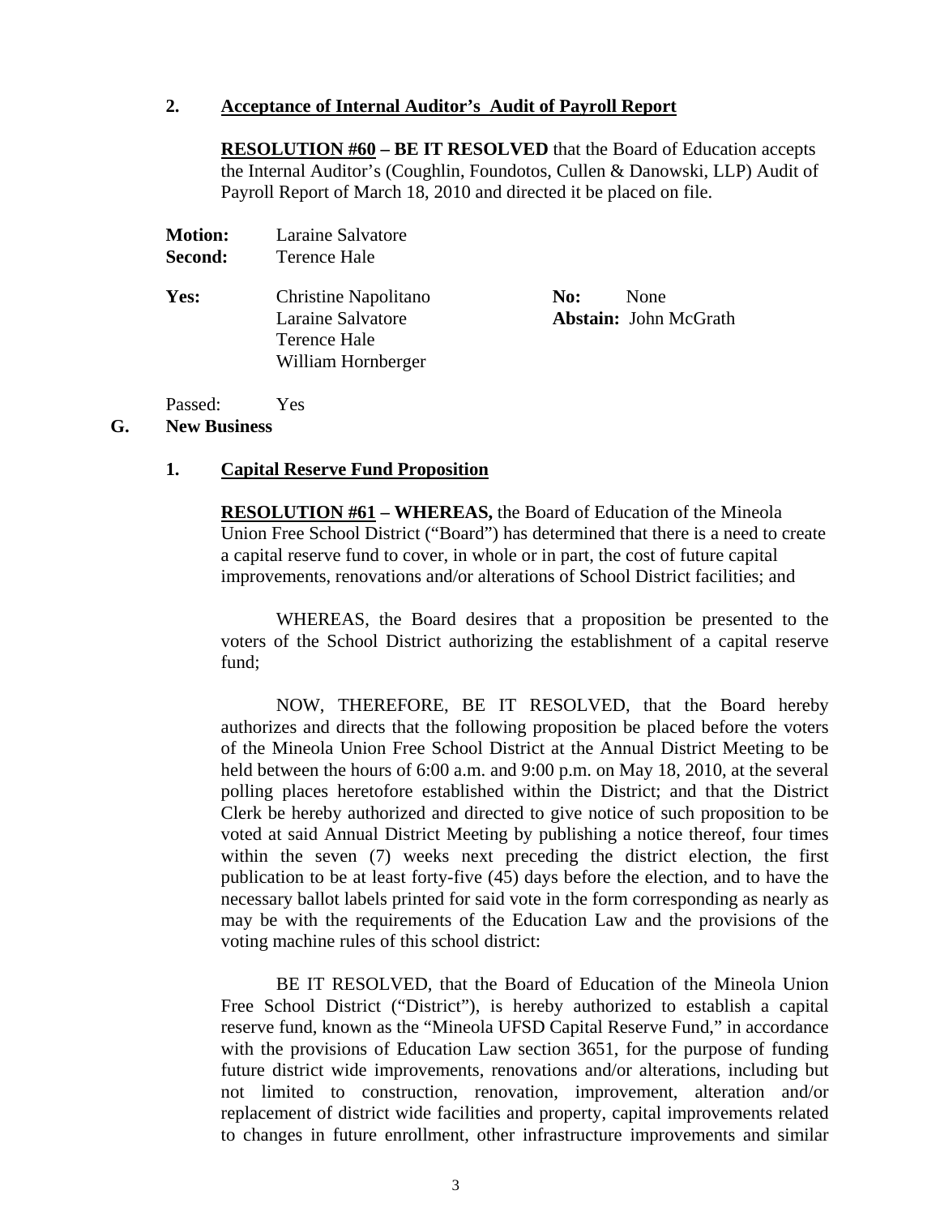**2. Acceptance of Internal Auditor's Audit of Payroll Report**

**RESOLUTION #60 – BE IT RESOLVED** that the Board of Education accepts the Internal Auditor's (Coughlin, Foundotos, Cullen & Danowski, LLP) Audit of Payroll Report of March 18, 2010 and directed it be placed on file.

**Motion:** Laraine Salvatore
**Second:** Terence Hale

**Yes:** Christine Napolitano, Laraine Salvatore, Terence Hale, William Hornberger

**No:** None
**Abstain:** John McGrath

Passed: Yes

## G. New Business

**1. Capital Reserve Fund Proposition**

**RESOLUTION #61 – WHEREAS,** the Board of Education of the Mineola Union Free School District ("Board") has determined that there is a need to create a capital reserve fund to cover, in whole or in part, the cost of future capital improvements, renovations and/or alterations of School District facilities; and

WHEREAS, the Board desires that a proposition be presented to the voters of the School District authorizing the establishment of a capital reserve fund;

NOW, THEREFORE, BE IT RESOLVED, that the Board hereby authorizes and directs that the following proposition be placed before the voters of the Mineola Union Free School District at the Annual District Meeting to be held between the hours of 6:00 a.m. and 9:00 p.m. on May 18, 2010, at the several polling places heretofore established within the District; and that the District Clerk be hereby authorized and directed to give notice of such proposition to be voted at said Annual District Meeting by publishing a notice thereof, four times within the seven (7) weeks next preceding the district election, the first publication to be at least forty-five (45) days before the election, and to have the necessary ballot labels printed for said vote in the form corresponding as nearly as may be with the requirements of the Education Law and the provisions of the voting machine rules of this school district:

BE IT RESOLVED, that the Board of Education of the Mineola Union Free School District ("District"), is hereby authorized to establish a capital reserve fund, known as the "Mineola UFSD Capital Reserve Fund," in accordance with the provisions of Education Law section 3651, for the purpose of funding future district wide improvements, renovations and/or alterations, including but not limited to construction, renovation, improvement, alteration and/or replacement of district wide facilities and property, capital improvements related to changes in future enrollment, other infrastructure improvements and similar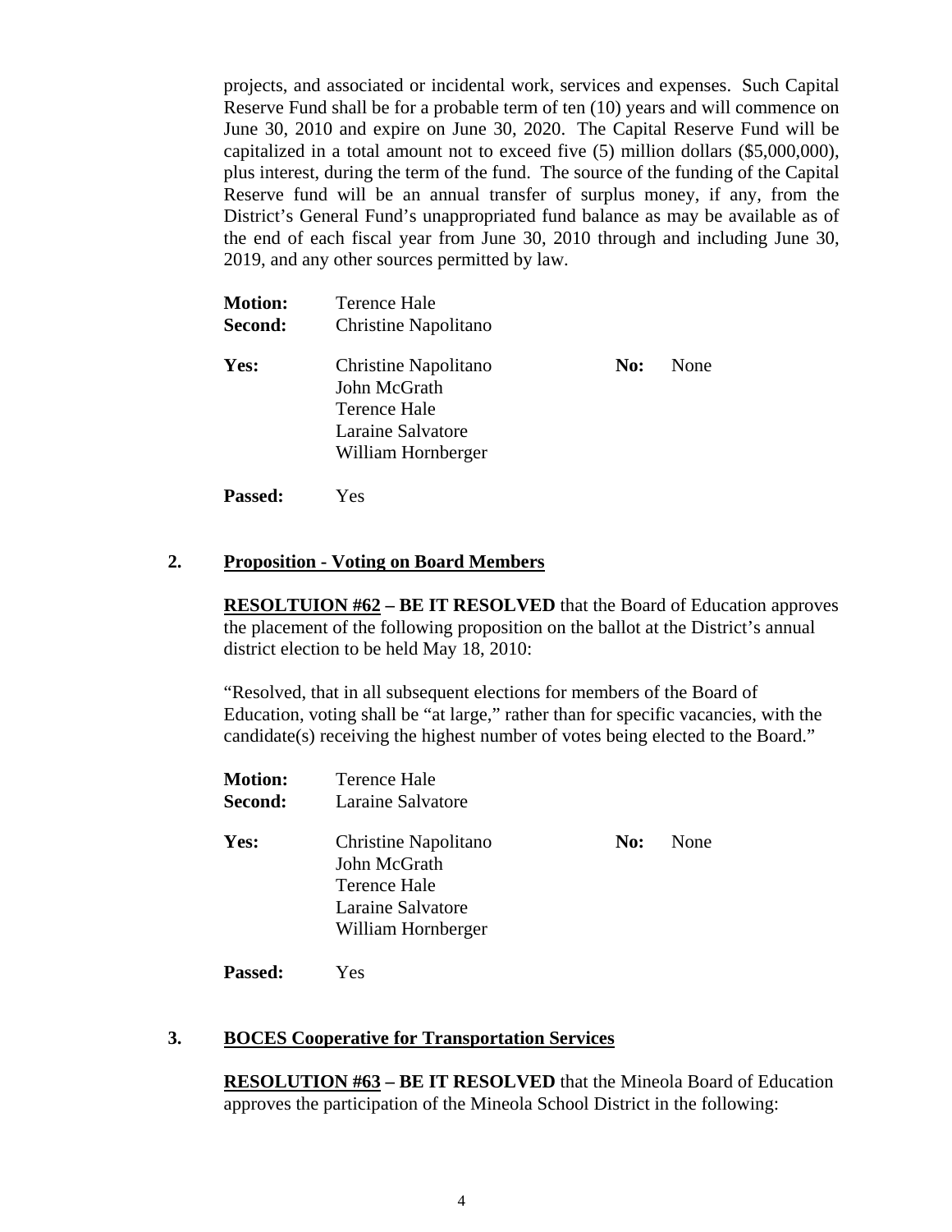projects, and associated or incidental work, services and expenses. Such Capital Reserve Fund shall be for a probable term of ten (10) years and will commence on June 30, 2010 and expire on June 30, 2020. The Capital Reserve Fund will be capitalized in a total amount not to exceed five (5) million dollars ($5,000,000), plus interest, during the term of the fund. The source of the funding of the Capital Reserve fund will be an annual transfer of surplus money, if any, from the District's General Fund's unappropriated fund balance as may be available as of the end of each fiscal year from June 30, 2010 through and including June 30, 2019, and any other sources permitted by law.

**Motion:** Terence Hale
**Second:** Christine Napolitano

**Yes:** Christine Napolitano
John McGrath
Terence Hale
Laraine Salvatore
William Hornberger

**No:** None

**Passed:** Yes

**2. Proposition - Voting on Board Members**

**RESOLTUION #62 – BE IT RESOLVED** that the Board of Education approves the placement of the following proposition on the ballot at the District's annual district election to be held May 18, 2010:

"Resolved, that in all subsequent elections for members of the Board of Education, voting shall be "at large," rather than for specific vacancies, with the candidate(s) receiving the highest number of votes being elected to the Board."

**Motion:** Terence Hale
**Second:** Laraine Salvatore

**Yes:** Christine Napolitano
John McGrath
Terence Hale
Laraine Salvatore
William Hornberger

**No:** None

**Passed:** Yes

**3. BOCES Cooperative for Transportation Services**

**RESOLUTION #63 – BE IT RESOLVED** that the Mineola Board of Education approves the participation of the Mineola School District in the following: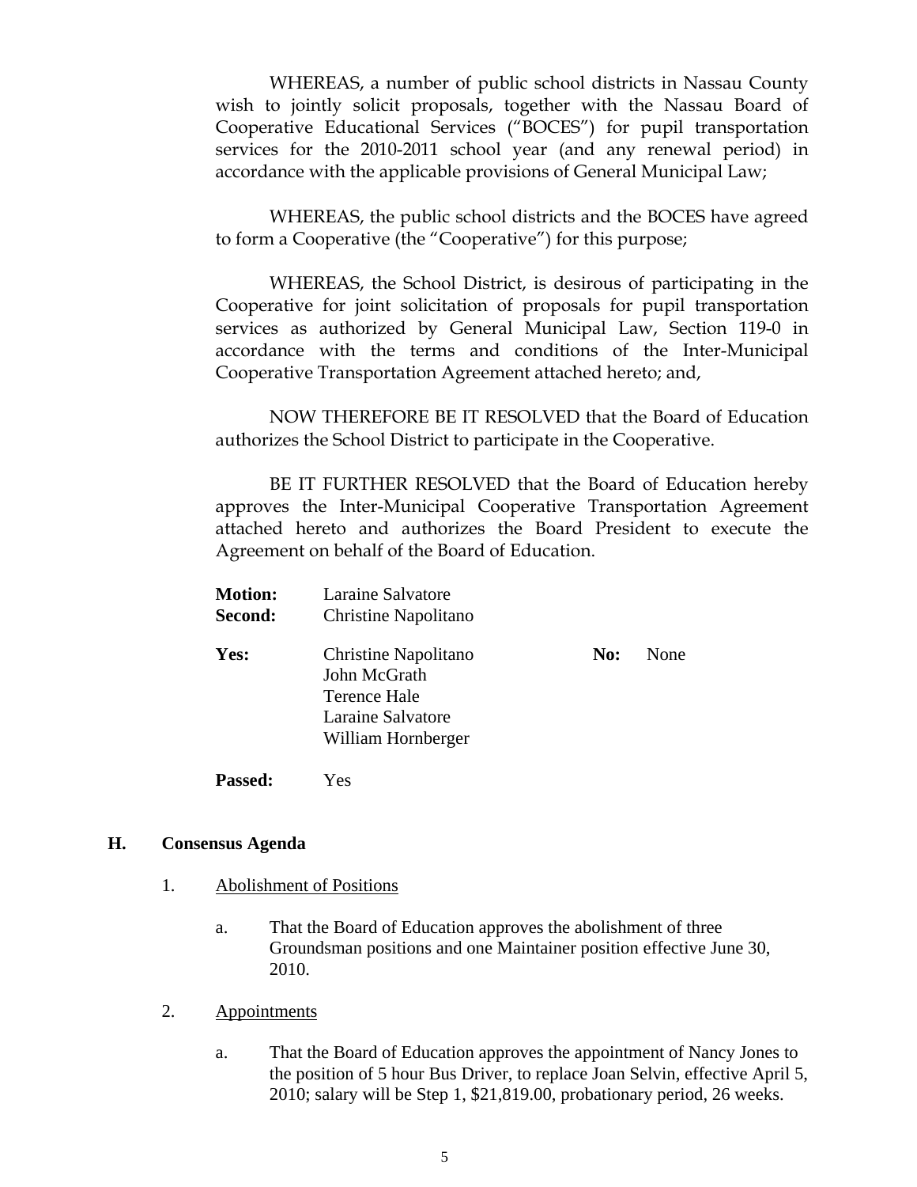WHEREAS, a number of public school districts in Nassau County wish to jointly solicit proposals, together with the Nassau Board of Cooperative Educational Services ("BOCES") for pupil transportation services for the 2010-2011 school year (and any renewal period) in accordance with the applicable provisions of General Municipal Law;

WHEREAS, the public school districts and the BOCES have agreed to form a Cooperative (the "Cooperative") for this purpose;

WHEREAS, the School District, is desirous of participating in the Cooperative for joint solicitation of proposals for pupil transportation services as authorized by General Municipal Law, Section 119-0 in accordance with the terms and conditions of the Inter-Municipal Cooperative Transportation Agreement attached hereto; and,

NOW THEREFORE BE IT RESOLVED that the Board of Education authorizes the School District to participate in the Cooperative.

BE IT FURTHER RESOLVED that the Board of Education hereby approves the Inter-Municipal Cooperative Transportation Agreement attached hereto and authorizes the Board President to execute the Agreement on behalf of the Board of Education.

**Motion:** Laraine Salvatore
**Second:** Christine Napolitano

**Yes:** Christine Napolitano
John McGrath
Terence Hale
Laraine Salvatore
William Hornberger

**No:** None

**Passed:** Yes

## H. Consensus Agenda

1. Abolishment of Positions

   a. That the Board of Education approves the abolishment of three Groundsman positions and one Maintainer position effective June 30, 2010.

2. Appointments

   a. That the Board of Education approves the appointment of Nancy Jones to the position of 5 hour Bus Driver, to replace Joan Selvin, effective April 5, 2010; salary will be Step 1, $21,819.00, probationary period, 26 weeks.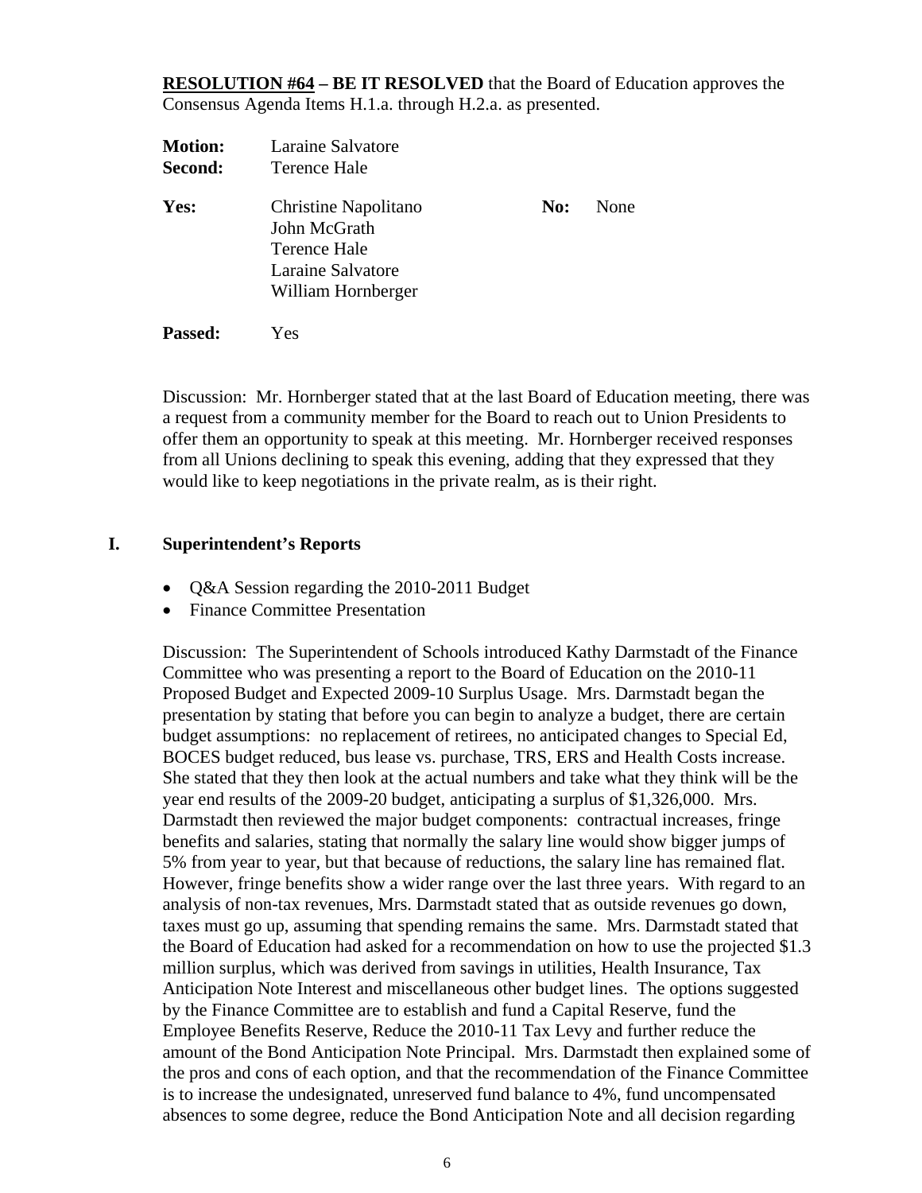**RESOLUTION #64 – BE IT RESOLVED** that the Board of Education approves the Consensus Agenda Items H.1.a. through H.2.a. as presented.

**Motion:** Laraine Salvatore
**Second:** Terence Hale

**Yes:** Christine Napolitano
John McGrath
Terence Hale
Laraine Salvatore
William Hornberger

**No:** None

**Passed:** Yes

Discussion: Mr. Hornberger stated that at the last Board of Education meeting, there was a request from a community member for the Board to reach out to Union Presidents to offer them an opportunity to speak at this meeting. Mr. Hornberger received responses from all Unions declining to speak this evening, adding that they expressed that they would like to keep negotiations in the private realm, as is their right.

## I. Superintendent's Reports

- Q&A Session regarding the 2010-2011 Budget
- Finance Committee Presentation

Discussion: The Superintendent of Schools introduced Kathy Darmstadt of the Finance Committee who was presenting a report to the Board of Education on the 2010-11 Proposed Budget and Expected 2009-10 Surplus Usage. Mrs. Darmstadt began the presentation by stating that before you can begin to analyze a budget, there are certain budget assumptions: no replacement of retirees, no anticipated changes to Special Ed, BOCES budget reduced, bus lease vs. purchase, TRS, ERS and Health Costs increase. She stated that they then look at the actual numbers and take what they think will be the year end results of the 2009-20 budget, anticipating a surplus of $1,326,000. Mrs. Darmstadt then reviewed the major budget components: contractual increases, fringe benefits and salaries, stating that normally the salary line would show bigger jumps of 5% from year to year, but that because of reductions, the salary line has remained flat. However, fringe benefits show a wider range over the last three years. With regard to an analysis of non-tax revenues, Mrs. Darmstadt stated that as outside revenues go down, taxes must go up, assuming that spending remains the same. Mrs. Darmstadt stated that the Board of Education had asked for a recommendation on how to use the projected $1.3 million surplus, which was derived from savings in utilities, Health Insurance, Tax Anticipation Note Interest and miscellaneous other budget lines. The options suggested by the Finance Committee are to establish and fund a Capital Reserve, fund the Employee Benefits Reserve, Reduce the 2010-11 Tax Levy and further reduce the amount of the Bond Anticipation Note Principal. Mrs. Darmstadt then explained some of the pros and cons of each option, and that the recommendation of the Finance Committee is to increase the undesignated, unreserved fund balance to 4%, fund uncompensated absences to some degree, reduce the Bond Anticipation Note and all decision regarding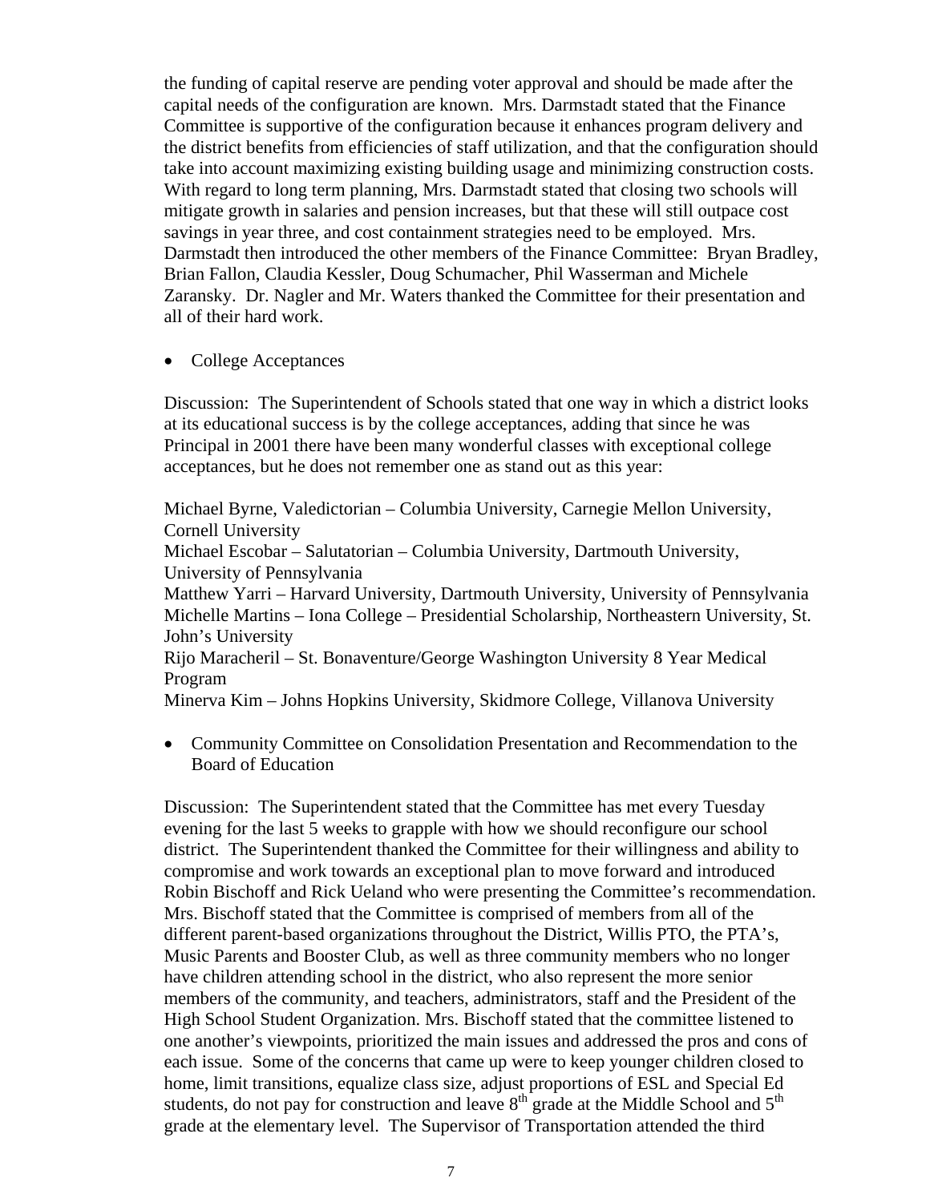the funding of capital reserve are pending voter approval and should be made after the capital needs of the configuration are known. Mrs. Darmstadt stated that the Finance Committee is supportive of the configuration because it enhances program delivery and the district benefits from efficiencies of staff utilization, and that the configuration should take into account maximizing existing building usage and minimizing construction costs. With regard to long term planning, Mrs. Darmstadt stated that closing two schools will mitigate growth in salaries and pension increases, but that these will still outpace cost savings in year three, and cost containment strategies need to be employed. Mrs. Darmstadt then introduced the other members of the Finance Committee: Bryan Bradley, Brian Fallon, Claudia Kessler, Doug Schumacher, Phil Wasserman and Michele Zaransky. Dr. Nagler and Mr. Waters thanked the Committee for their presentation and all of their hard work.

- College Acceptances

Discussion: The Superintendent of Schools stated that one way in which a district looks at its educational success is by the college acceptances, adding that since he was Principal in 2001 there have been many wonderful classes with exceptional college acceptances, but he does not remember one as stand out as this year:

Michael Byrne, Valedictorian – Columbia University, Carnegie Mellon University, Cornell University
Michael Escobar – Salutatorian – Columbia University, Dartmouth University, University of Pennsylvania
Matthew Yarri – Harvard University, Dartmouth University, University of Pennsylvania
Michelle Martins – Iona College – Presidential Scholarship, Northeastern University, St. John's University
Rijo Maracheril – St. Bonaventure/George Washington University 8 Year Medical Program
Minerva Kim – Johns Hopkins University, Skidmore College, Villanova University

- Community Committee on Consolidation Presentation and Recommendation to the Board of Education

Discussion: The Superintendent stated that the Committee has met every Tuesday evening for the last 5 weeks to grapple with how we should reconfigure our school district. The Superintendent thanked the Committee for their willingness and ability to compromise and work towards an exceptional plan to move forward and introduced Robin Bischoff and Rick Ueland who were presenting the Committee's recommendation. Mrs. Bischoff stated that the Committee is comprised of members from all of the different parent-based organizations throughout the District, Willis PTO, the PTA's, Music Parents and Booster Club, as well as three community members who no longer have children attending school in the district, who also represent the more senior members of the community, and teachers, administrators, staff and the President of the High School Student Organization. Mrs. Bischoff stated that the committee listened to one another's viewpoints, prioritized the main issues and addressed the pros and cons of each issue. Some of the concerns that came up were to keep younger children closed to home, limit transitions, equalize class size, adjust proportions of ESL and Special Ed students, do not pay for construction and leave 8th grade at the Middle School and 5th grade at the elementary level. The Supervisor of Transportation attended the third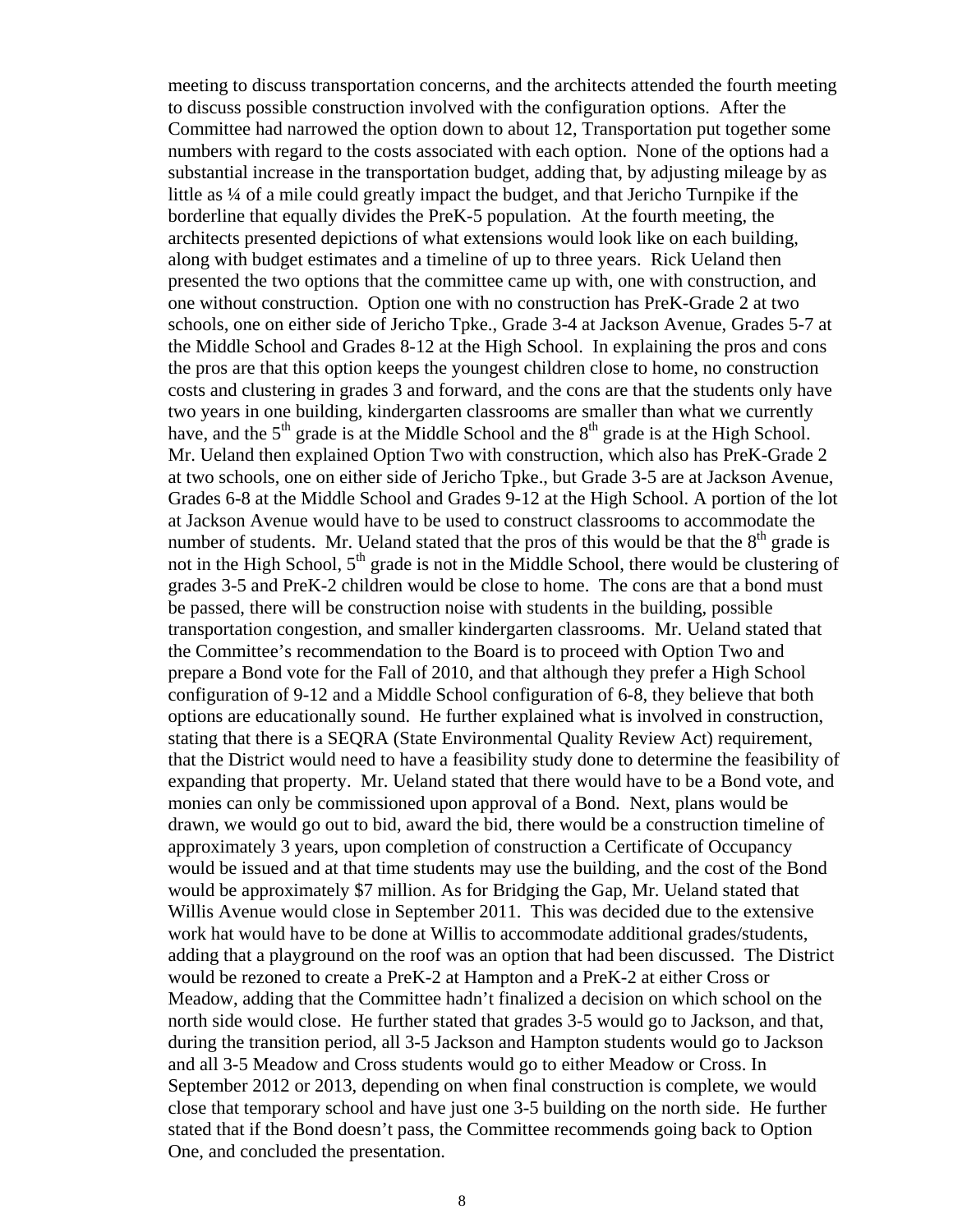meeting to discuss transportation concerns, and the architects attended the fourth meeting to discuss possible construction involved with the configuration options. After the Committee had narrowed the option down to about 12, Transportation put together some numbers with regard to the costs associated with each option. None of the options had a substantial increase in the transportation budget, adding that, by adjusting mileage by as little as ¼ of a mile could greatly impact the budget, and that Jericho Turnpike if the borderline that equally divides the PreK-5 population. At the fourth meeting, the architects presented depictions of what extensions would look like on each building, along with budget estimates and a timeline of up to three years. Rick Ueland then presented the two options that the committee came up with, one with construction, and one without construction. Option one with no construction has PreK-Grade 2 at two schools, one on either side of Jericho Tpke., Grade 3-4 at Jackson Avenue, Grades 5-7 at the Middle School and Grades 8-12 at the High School. In explaining the pros and cons the pros are that this option keeps the youngest children close to home, no construction costs and clustering in grades 3 and forward, and the cons are that the students only have two years in one building, kindergarten classrooms are smaller than what we currently have, and the 5th grade is at the Middle School and the 8th grade is at the High School. Mr. Ueland then explained Option Two with construction, which also has PreK-Grade 2 at two schools, one on either side of Jericho Tpke., but Grade 3-5 are at Jackson Avenue, Grades 6-8 at the Middle School and Grades 9-12 at the High School. A portion of the lot at Jackson Avenue would have to be used to construct classrooms to accommodate the number of students. Mr. Ueland stated that the pros of this would be that the 8th grade is not in the High School, 5th grade is not in the Middle School, there would be clustering of grades 3-5 and PreK-2 children would be close to home. The cons are that a bond must be passed, there will be construction noise with students in the building, possible transportation congestion, and smaller kindergarten classrooms. Mr. Ueland stated that the Committee's recommendation to the Board is to proceed with Option Two and prepare a Bond vote for the Fall of 2010, and that although they prefer a High School configuration of 9-12 and a Middle School configuration of 6-8, they believe that both options are educationally sound. He further explained what is involved in construction, stating that there is a SEQRA (State Environmental Quality Review Act) requirement, that the District would need to have a feasibility study done to determine the feasibility of expanding that property. Mr. Ueland stated that there would have to be a Bond vote, and monies can only be commissioned upon approval of a Bond. Next, plans would be drawn, we would go out to bid, award the bid, there would be a construction timeline of approximately 3 years, upon completion of construction a Certificate of Occupancy would be issued and at that time students may use the building, and the cost of the Bond would be approximately $7 million. As for Bridging the Gap, Mr. Ueland stated that Willis Avenue would close in September 2011. This was decided due to the extensive work hat would have to be done at Willis to accommodate additional grades/students, adding that a playground on the roof was an option that had been discussed. The District would be rezoned to create a PreK-2 at Hampton and a PreK-2 at either Cross or Meadow, adding that the Committee hadn't finalized a decision on which school on the north side would close. He further stated that grades 3-5 would go to Jackson, and that, during the transition period, all 3-5 Jackson and Hampton students would go to Jackson and all 3-5 Meadow and Cross students would go to either Meadow or Cross. In September 2012 or 2013, depending on when final construction is complete, we would close that temporary school and have just one 3-5 building on the north side. He further stated that if the Bond doesn't pass, the Committee recommends going back to Option One, and concluded the presentation.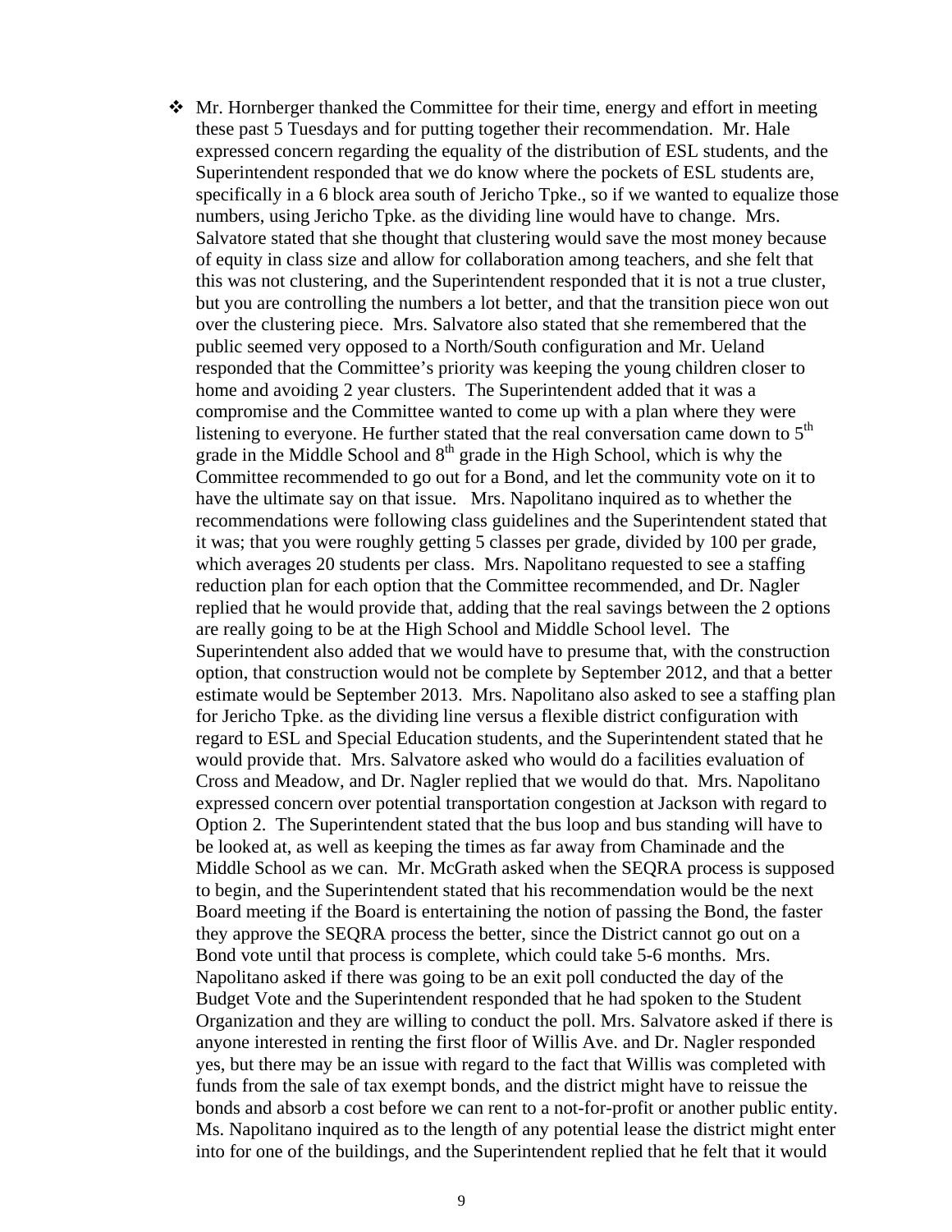- Mr. Hornberger thanked the Committee for their time, energy and effort in meeting these past 5 Tuesdays and for putting together their recommendation. Mr. Hale expressed concern regarding the equality of the distribution of ESL students, and the Superintendent responded that we do know where the pockets of ESL students are, specifically in a 6 block area south of Jericho Tpke., so if we wanted to equalize those numbers, using Jericho Tpke. as the dividing line would have to change. Mrs. Salvatore stated that she thought that clustering would save the most money because of equity in class size and allow for collaboration among teachers, and she felt that this was not clustering, and the Superintendent responded that it is not a true cluster, but you are controlling the numbers a lot better, and that the transition piece won out over the clustering piece. Mrs. Salvatore also stated that she remembered that the public seemed very opposed to a North/South configuration and Mr. Ueland responded that the Committee's priority was keeping the young children closer to home and avoiding 2 year clusters. The Superintendent added that it was a compromise and the Committee wanted to come up with a plan where they were listening to everyone. He further stated that the real conversation came down to 5th grade in the Middle School and 8th grade in the High School, which is why the Committee recommended to go out for a Bond, and let the community vote on it to have the ultimate say on that issue. Mrs. Napolitano inquired as to whether the recommendations were following class guidelines and the Superintendent stated that it was; that you were roughly getting 5 classes per grade, divided by 100 per grade, which averages 20 students per class. Mrs. Napolitano requested to see a staffing reduction plan for each option that the Committee recommended, and Dr. Nagler replied that he would provide that, adding that the real savings between the 2 options are really going to be at the High School and Middle School level. The Superintendent also added that we would have to presume that, with the construction option, that construction would not be complete by September 2012, and that a better estimate would be September 2013. Mrs. Napolitano also asked to see a staffing plan for Jericho Tpke. as the dividing line versus a flexible district configuration with regard to ESL and Special Education students, and the Superintendent stated that he would provide that. Mrs. Salvatore asked who would do a facilities evaluation of Cross and Meadow, and Dr. Nagler replied that we would do that. Mrs. Napolitano expressed concern over potential transportation congestion at Jackson with regard to Option 2. The Superintendent stated that the bus loop and bus standing will have to be looked at, as well as keeping the times as far away from Chaminade and the Middle School as we can. Mr. McGrath asked when the SEQRA process is supposed to begin, and the Superintendent stated that his recommendation would be the next Board meeting if the Board is entertaining the notion of passing the Bond, the faster they approve the SEQRA process the better, since the District cannot go out on a Bond vote until that process is complete, which could take 5-6 months. Mrs. Napolitano asked if there was going to be an exit poll conducted the day of the Budget Vote and the Superintendent responded that he had spoken to the Student Organization and they are willing to conduct the poll. Mrs. Salvatore asked if there is anyone interested in renting the first floor of Willis Ave. and Dr. Nagler responded yes, but there may be an issue with regard to the fact that Willis was completed with funds from the sale of tax exempt bonds, and the district might have to reissue the bonds and absorb a cost before we can rent to a not-for-profit or another public entity. Ms. Napolitano inquired as to the length of any potential lease the district might enter into for one of the buildings, and the Superintendent replied that he felt that it would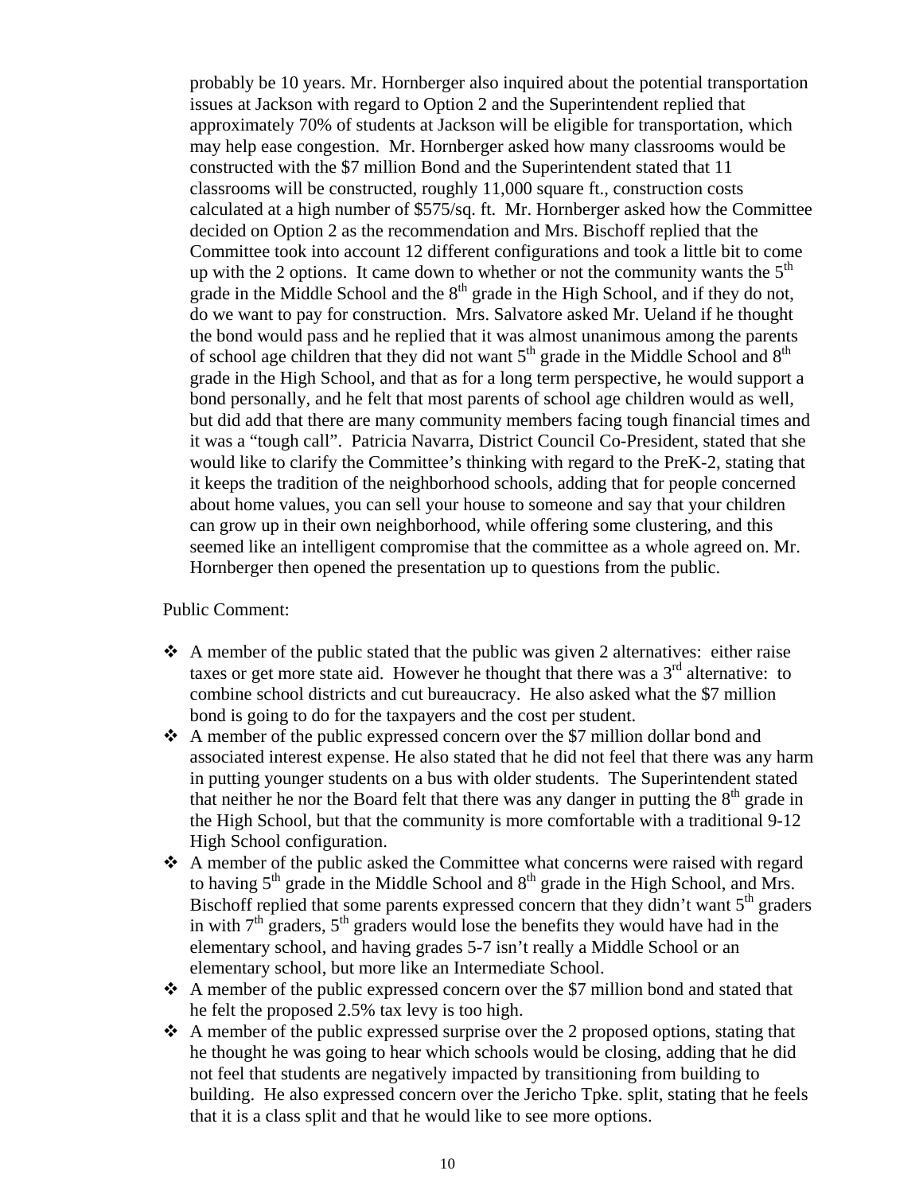probably be 10 years. Mr. Hornberger also inquired about the potential transportation issues at Jackson with regard to Option 2 and the Superintendent replied that approximately 70% of students at Jackson will be eligible for transportation, which may help ease congestion. Mr. Hornberger asked how many classrooms would be constructed with the $7 million Bond and the Superintendent stated that 11 classrooms will be constructed, roughly 11,000 square ft., construction costs calculated at a high number of $575/sq. ft. Mr. Hornberger asked how the Committee decided on Option 2 as the recommendation and Mrs. Bischoff replied that the Committee took into account 12 different configurations and took a little bit to come up with the 2 options. It came down to whether or not the community wants the 5th grade in the Middle School and the 8th grade in the High School, and if they do not, do we want to pay for construction. Mrs. Salvatore asked Mr. Ueland if he thought the bond would pass and he replied that it was almost unanimous among the parents of school age children that they did not want 5th grade in the Middle School and 8th grade in the High School, and that as for a long term perspective, he would support a bond personally, and he felt that most parents of school age children would as well, but did add that there are many community members facing tough financial times and it was a "tough call". Patricia Navarra, District Council Co-President, stated that she would like to clarify the Committee's thinking with regard to the PreK-2, stating that it keeps the tradition of the neighborhood schools, adding that for people concerned about home values, you can sell your house to someone and say that your children can grow up in their own neighborhood, while offering some clustering, and this seemed like an intelligent compromise that the committee as a whole agreed on. Mr. Hornberger then opened the presentation up to questions from the public.

Public Comment:

- A member of the public stated that the public was given 2 alternatives: either raise taxes or get more state aid. However he thought that there was a 3rd alternative: to combine school districts and cut bureaucracy. He also asked what the $7 million bond is going to do for the taxpayers and the cost per student.
- A member of the public expressed concern over the $7 million dollar bond and associated interest expense. He also stated that he did not feel that there was any harm in putting younger students on a bus with older students. The Superintendent stated that neither he nor the Board felt that there was any danger in putting the 8th grade in the High School, but that the community is more comfortable with a traditional 9-12 High School configuration.
- A member of the public asked the Committee what concerns were raised with regard to having 5th grade in the Middle School and 8th grade in the High School, and Mrs. Bischoff replied that some parents expressed concern that they didn't want 5th graders in with 7th graders, 5th graders would lose the benefits they would have had in the elementary school, and having grades 5-7 isn't really a Middle School or an elementary school, but more like an Intermediate School.
- A member of the public expressed concern over the $7 million bond and stated that he felt the proposed 2.5% tax levy is too high.
- A member of the public expressed surprise over the 2 proposed options, stating that he thought he was going to hear which schools would be closing, adding that he did not feel that students are negatively impacted by transitioning from building to building. He also expressed concern over the Jericho Tpke. split, stating that he feels that it is a class split and that he would like to see more options.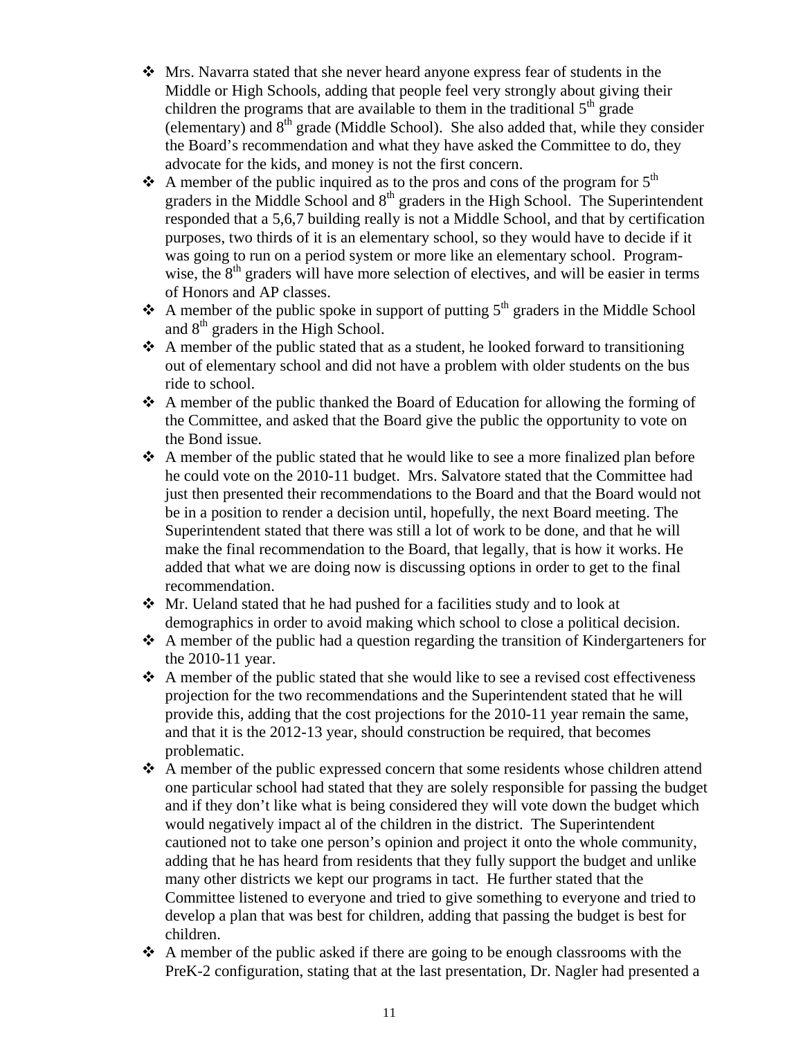- Mrs. Navarra stated that she never heard anyone express fear of students in the Middle or High Schools, adding that people feel very strongly about giving their children the programs that are available to them in the traditional 5th grade (elementary) and 8th grade (Middle School). She also added that, while they consider the Board's recommendation and what they have asked the Committee to do, they advocate for the kids, and money is not the first concern.
- A member of the public inquired as to the pros and cons of the program for 5th graders in the Middle School and 8th graders in the High School. The Superintendent responded that a 5,6,7 building really is not a Middle School, and that by certification purposes, two thirds of it is an elementary school, so they would have to decide if it was going to run on a period system or more like an elementary school. Program-wise, the 8th graders will have more selection of electives, and will be easier in terms of Honors and AP classes.
- A member of the public spoke in support of putting 5th graders in the Middle School and 8th graders in the High School.
- A member of the public stated that as a student, he looked forward to transitioning out of elementary school and did not have a problem with older students on the bus ride to school.
- A member of the public thanked the Board of Education for allowing the forming of the Committee, and asked that the Board give the public the opportunity to vote on the Bond issue.
- A member of the public stated that he would like to see a more finalized plan before he could vote on the 2010-11 budget. Mrs. Salvatore stated that the Committee had just then presented their recommendations to the Board and that the Board would not be in a position to render a decision until, hopefully, the next Board meeting. The Superintendent stated that there was still a lot of work to be done, and that he will make the final recommendation to the Board, that legally, that is how it works. He added that what we are doing now is discussing options in order to get to the final recommendation.
- Mr. Ueland stated that he had pushed for a facilities study and to look at demographics in order to avoid making which school to close a political decision.
- A member of the public had a question regarding the transition of Kindergarteners for the 2010-11 year.
- A member of the public stated that she would like to see a revised cost effectiveness projection for the two recommendations and the Superintendent stated that he will provide this, adding that the cost projections for the 2010-11 year remain the same, and that it is the 2012-13 year, should construction be required, that becomes problematic.
- A member of the public expressed concern that some residents whose children attend one particular school had stated that they are solely responsible for passing the budget and if they don't like what is being considered they will vote down the budget which would negatively impact al of the children in the district. The Superintendent cautioned not to take one person's opinion and project it onto the whole community, adding that he has heard from residents that they fully support the budget and unlike many other districts we kept our programs in tact. He further stated that the Committee listened to everyone and tried to give something to everyone and tried to develop a plan that was best for children, adding that passing the budget is best for children.
- A member of the public asked if there are going to be enough classrooms with the PreK-2 configuration, stating that at the last presentation, Dr. Nagler had presented a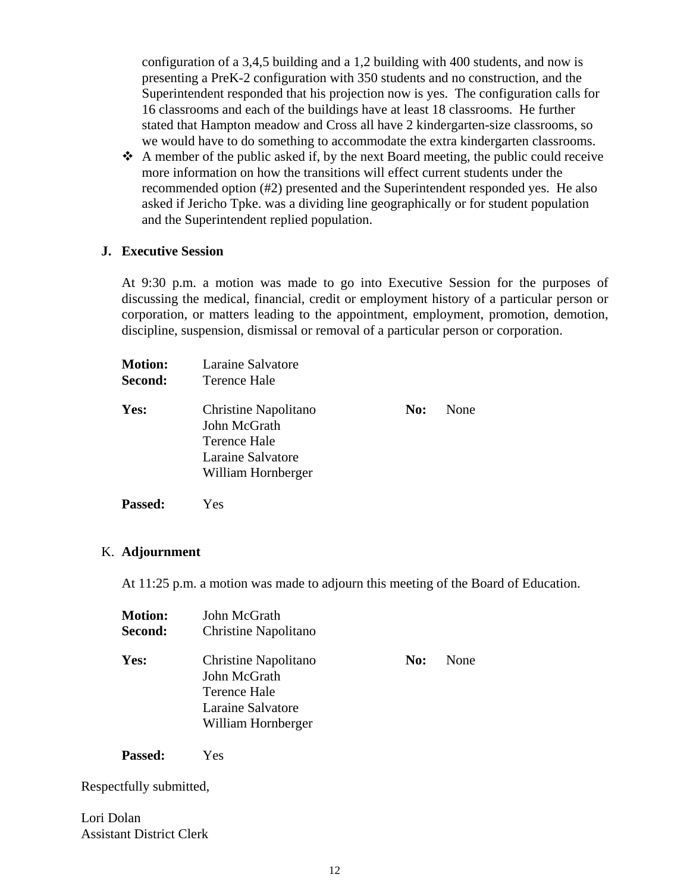configuration of a 3,4,5 building and a 1,2 building with 400 students, and now is presenting a PreK-2 configuration with 350 students and no construction, and the Superintendent responded that his projection now is yes. The configuration calls for 16 classrooms and each of the buildings have at least 18 classrooms. He further stated that Hampton meadow and Cross all have 2 kindergarten-size classrooms, so we would have to do something to accommodate the extra kindergarten classrooms.

- A member of the public asked if, by the next Board meeting, the public could receive more information on how the transitions will effect current students under the recommended option (#2) presented and the Superintendent responded yes. He also asked if Jericho Tpke. was a dividing line geographically or for student population and the Superintendent replied population.

**J. Executive Session**

At 9:30 p.m. a motion was made to go into Executive Session for the purposes of discussing the medical, financial, credit or employment history of a particular person or corporation, or matters leading to the appointment, employment, promotion, demotion, discipline, suspension, dismissal or removal of a particular person or corporation.

**Motion:** Laraine Salvatore
**Second:** Terence Hale

**Yes:** Christine Napolitano, John McGrath, Terence Hale, Laraine Salvatore, William Hornberger
**No:** None

**Passed:** Yes

K. **Adjournment**

At 11:25 p.m. a motion was made to adjourn this meeting of the Board of Education.

**Motion:** John McGrath
**Second:** Christine Napolitano

**Yes:** Christine Napolitano, John McGrath, Terence Hale, Laraine Salvatore, William Hornberger
**No:** None

**Passed:** Yes

Respectfully submitted,

Lori Dolan
Assistant District Clerk